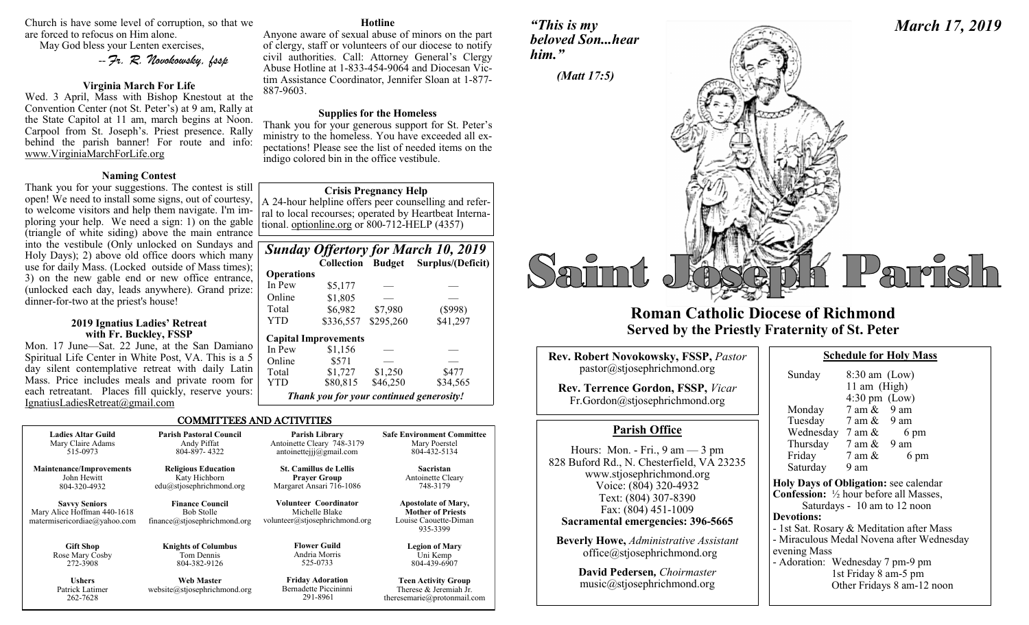Church is have some level of corruption, so that we are forced to refocus on Him alone.

May God bless your Lenten exercises,

*--Fr. R. Novokowsky, fssp*

### Virginia March For Life

Wed. 3 April, Mass with Bishop Knestout at the Convention Center (not St. Peter's) at 9 am, Rally at the State Capitol at 11 am, march begins at Noon. Carpool from St. Joseph's. Priest presence. Rally behind the parish banner! For route and info: www.VirginiaMarchForLife.org

### Naming Contest

Thank you for your suggestions. The contest is still open! We need to install some signs, out of courtesy, to welcome visitors and help them navigate. I'm imploring your help. We need a sign: 1) on the gable (triangle of white siding) above the main entrance into the vestibule (Only unlocked on Sundays and Holy Days); 2) above old office doors which many use for daily Mass. (Locked outside of Mass times); 3) on the new gable end or new office entrance, (unlocked each day, leads anywhere). Grand prize: dinner-for-two at the priest's house!

### 2019 Ignatius Ladies' Retreat with Fr. Buckley, FSSP

Mon. 17 June—Sat. 22 June, at the San Damiano Spiritual Life Center in White Post, VA. This is a 5 day silent contemplative retreat with daily Latin Mass. Price includes meals and private room for each retreatant. Places fill quickly, reserve yours: IgnatiusLadiesRetreat@gmail.com

### Hotline

Anyone aware of sexual abuse of minors on the part of clergy, staff or volunteers of our diocese to notify civil authorities. Call: Attorney General's Clergy Abuse Hotline at 1-833-454-9064 and Diocesan Victim Assistance Coordinator, Jennifer Sloan at 1-877-887-9603.

### Supplies for the Homeless

Thank you for your generous support for St. Peter's ministry to the homeless. You have exceeded all expectations! Please see the list of needed items on the indigo colored bin in the office vestibule.

### Crisis Pregnancy Help

A 24-hour helpline offers peer counselling and referral to local recourses; operated by Heartbeat International. optionline.org or 800-712-HELP (4357)

### *Sunday Offertory for March 10, 2019*

| | Collection | Budget | Surplus/(Deficit) |
|---|---|---|---|
| **Operations** | | | |
| In Pew | $5,177 | — | — |
| Online | $1,805 | — | — |
| Total | $6,982 | $7,980 | ($998) |
| YTD | $336,557 | $295,260 | $41,297 |
| **Capital Improvements** | | | |
| In Pew | $1,156 | — | — |
| Online | $571 | — | — |
| Total | $1,727 | $1,250 | $477 |
| YTD | $80,815 | $46,250 | $34,565 |

***Thank you for your continued generosity!***

### COMMITTEES AND ACTIVITIES

| | | | |
|---|---|---|---|
| **Ladies Altar Guild**<br>Mary Claire Adams<br>515-0973 | **Parish Pastoral Council**<br>Andy Piffat<br>804-897- 4322 | **Parish Library**<br>Antoinette Cleary 748-3179<br>antoinettejjj@gmail.com | **Safe Environment Committee**<br>Mary Poerstel<br>804-432-5134 |
| **Maintenance/Improvements**<br>John Hewitt<br>804-320-4932 | **Religious Education**<br>Katy Hichborn<br>edu@stjosephrichmond.org | **St. Camillus de Lellis Prayer Group**<br>Margaret Ansari 716-1086 | **Sacristan**<br>Antoinette Cleary<br>748-3179 |
| **Savvy Seniors**<br>Mary Alice Hoffman 440-1618<br>matermisericordiae@yahoo.com | **Finance Council**<br>Bob Stolle<br>finance@stjosephrichmond.org | **Volunteer Coordinator**<br>Michelle Blake<br>volunteer@stjosephrichmond.org | **Apostolate of Mary, Mother of Priests**<br>Louise Caouette-Diman<br>935-3399 |
| **Gift Shop**<br>Rose Mary Cosby<br>272-3908 | **Knights of Columbus**<br>Tom Dennis<br>804-382-9126 | **Flower Guild**<br>Andria Morris<br>525-0733 | **Legion of Mary**<br>Uni Kemp<br>804-439-6907 |
| **Ushers**<br>Patrick Latimer<br>262-7628 | **Web Master**<br>website@stjosephrichmond.org | **Friday Adoration**<br>Bernadette Piccininni<br>291-8961 | **Teen Activity Group**<br>Therese & Jeremiah Jr.<br>theresemarie@protonmail.com |

*"This is my beloved Son...hear him."*

*(Matt 17:5)*

*March 17, 2019*

# Saint Joseph Parish

## Roman Catholic Diocese of Richmond
## Served by the Priestly Fraternity of St. Peter

**Rev. Robert Novokowsky, FSSP,** *Pastor*
pastor@stjosephrichmond.org

**Rev. Terrence Gordon, FSSP,** *Vicar*
Fr.Gordon@stjosephrichmond.org

### Parish Office

Hours: Mon. - Fri., 9 am — 3 pm
828 Buford Rd., N. Chesterfield, VA 23235
www.stjosephrichmond.org
Voice: (804) 320-4932
Text: (804) 307-8390
Fax: (804) 451-1009
**Sacramental emergencies: 396-5665**

**Beverly Howe,** *Administrative Assistant*
office@stjosephrichmond.org

**David Pedersen,** *Choirmaster*
music@stjosephrichmond.org

### Schedule for Holy Mass

| | |
|---|---|
| Sunday | 8:30 am (Low)<br>11 am (High)<br>4:30 pm (Low) |
| Monday | 7 am & 9 am |
| Tuesday | 7 am & 9 am |
| Wednesday | 7 am & 6 pm |
| Thursday | 7 am & 9 am |
| Friday | 7 am & 6 pm |
| Saturday | 9 am |

**Holy Days of Obligation:** see calendar
**Confession:** ½ hour before all Masses,
Saturdays - 10 am to 12 noon
**Devotions:**
- 1st Sat. Rosary & Meditation after Mass
- Miraculous Medal Novena after Wednesday evening Mass
- Adoration: Wednesday 7 pm-9 pm
  1st Friday 8 am-5 pm
  Other Fridays 8 am-12 noon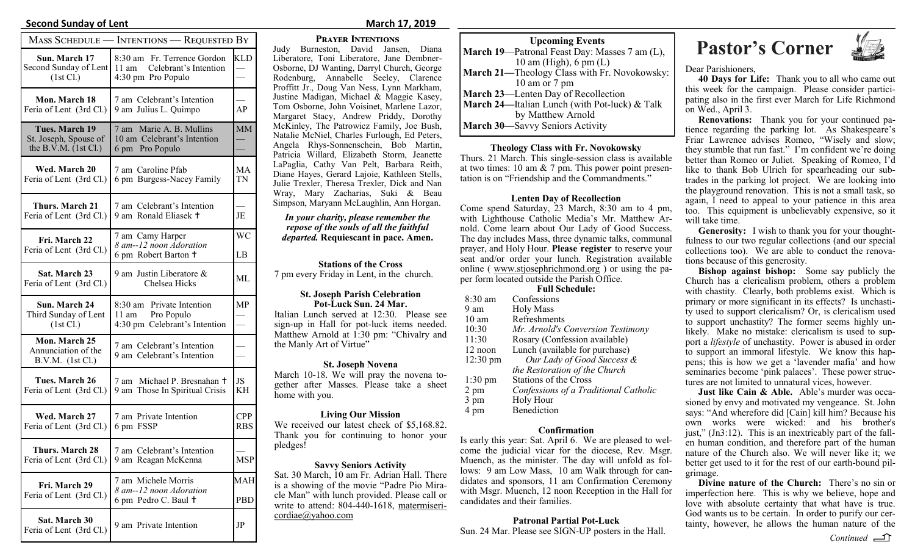## Mass Schedule — Intentions — Requested By

| | | |
|---|---|---|
| **Sun. March 17** Second Sunday of Lent (1st Cl.) | 8:30 am Fr. Terrence Gordon<br>11 am Celebrant's Intention<br>4:30 pm Pro Populo | KLD<br>—<br>— |
| **Mon. March 18** Feria of Lent (3rd Cl.) | 7 am Celebrant's Intention<br>9 am Julius L. Quimpo | —<br>AP |
| **Tues. March 19** St. Joseph, Spouse of the B.V.M. (1st Cl.) | 7 am Marie A. B. Mullins<br>10 am Celebrant's Intention<br>6 pm Pro Populo | MM<br>—<br>— |
| **Wed. March 20** Feria of Lent (3rd Cl.) | 7 am Caroline Pfab<br>6 pm Burgess-Nacey Family | MA<br>TN |
| **Thurs. March 21** Feria of Lent (3rd Cl.) | 7 am Celebrant's Intention<br>9 am Ronald Eliasek ✝ | —<br>JE |
| **Fri. March 22** Feria of Lent (3rd Cl.) | 7 am Camy Harper<br>*8 am--12 noon Adoration*<br>6 pm Robert Barton ✝ | WC<br><br>LB |
| **Sat. March 23** Feria of Lent (3rd Cl.) | 9 am Justin Liberatore & Chelsea Hicks | ML |
| **Sun. March 24** Third Sunday of Lent (1st Cl.) | 8:30 am Private Intention<br>11 am Pro Populo<br>4:30 pm Celebrant's Intention | MP<br>—<br>— |
| **Mon. March 25** Annunciation of the B.V.M. (1st Cl.) | 7 am Celebrant's Intention<br>9 am Celebrant's Intention | —<br>— |
| **Tues. March 26** Feria of Lent (3rd Cl.) | 7 am Michael P. Bresnahan ✝<br>9 am Those In Spiritual Crisis | JS<br>KH |
| **Wed. March 27** Feria of Lent (3rd Cl.) | 7 am Private Intention<br>6 pm FSSP | CPP<br>RBS |
| **Thurs. March 28** Feria of Lent (3rd Cl.) | 7 am Celebrant's Intention<br>9 am Reagan McKenna | —<br>MSP |
| **Fri. March 29** Feria of Lent (3rd Cl.) | 7 am Michele Morris<br>*8 am--12 noon Adoration*<br>6 pm Pedro C. Baul ✝ | MAH<br><br>PBD |
| **Sat. March 30** Feria of Lent (3rd Cl.) | 9 am Private Intention | JP |

## Prayer Intentions

Judy Burneston, David Jansen, Diana Liberatore, Toni Liberatore, Jane Dembner-Osborne, DJ Wanting, Darryl Church, George Rodenburg, Annabelle Seeley, Clarence Proffitt Jr., Doug Van Ness, Lynn Markham, Justine Madigan, Michael & Maggie Kasey, Tom Osborne, John Voisinet, Marlene Lazor, Margaret Stacy, Andrew Priddy, Dorothy McKinley, The Patrowicz Family, Joe Bush, Natalie McNiel, Charles Furlough, Ed Peters, Angela Rhys-Sonnenschein, Bob Martin, Patricia Willard, Elizabeth Storm, Jeanette LaPaglia, Cathy Van Pelt, Barbara Reith, Diane Hayes, Gerard Lajoie, Kathleen Stells, Julie Trexler, Theresa Trexler, Dick and Nan Wray, Mary Zacharias, Suki & Beau Simpson, Maryann McLaughlin, Ann Horgan.

***In your charity, please remember the repose of the souls of all the faithful departed.*** **Requiescant in pace. Amen.**

### Stations of the Cross

7 pm every Friday in Lent, in the church.

### St. Joseph Parish Celebration Pot-Luck Sun. 24 Mar.

Italian Lunch served at 12:30. Please see sign-up in Hall for pot-luck items needed. Matthew Arnold at 1:30 pm: "Chivalry and the Manly Art of Virtue"

### St. Joseph Novena

March 10-18. We will pray the novena together after Masses. Please take a sheet home with you.

### Living Our Mission

We received our latest check of $5,168.82. Thank you for continuing to honor your pledges!

### Savvy Seniors Activity

Sat. 30 March, 10 am Fr. Adrian Hall. There is a showing of the movie "Padre Pio Miracle Man" with lunch provided. Please call or write to attend: 804-440-1618, matermisericordiae@yahoo.com

### Upcoming Events

**March 19**—Patronal Feast Day: Masses 7 am (L), 10 am (High), 6 pm (L)
**March 21—**Theology Class with Fr. Novokowsky: 10 am or 7 pm
**March 23—**Lenten Day of Recollection
**March 24—**Italian Lunch (with Pot-luck) & Talk by Matthew Arnold
**March 30—**Savvy Seniors Activity

### Theology Class with Fr. Novokowsky

Thurs. 21 March. This single-session class is available at two times: 10 am & 7 pm. This power point presentation is on "Friendship and the Commandments."

### Lenten Day of Recollection

Come spend Saturday, 23 March, 8:30 am to 4 pm, with Lighthouse Catholic Media's Mr. Matthew Arnold. Come learn about Our Lady of Good Success. The day includes Mass, three dynamic talks, communal prayer, and Holy Hour. **Please register** to reserve your seat and/or order your lunch. Registration available online ( www.stjosephrichmond.org ) or using the paper form located outside the Parish Office.

**Full Schedule:**

| | |
|---|---|
| 8:30 am | Confessions |
| 9 am | Holy Mass |
| 10 am | Refreshments |
| 10:30 | *Mr. Arnold's Conversion Testimony* |
| 11:30 | Rosary (Confession available) |
| 12 noon | Lunch (available for purchase) |
| 12:30 pm | *Our Lady of Good Success & the Restoration of the Church* |
| 1:30 pm | Stations of the Cross |
| 2 pm | *Confessions of a Traditional Catholic* |
| 3 pm | Holy Hour |
| 4 pm | Benediction |

### Confirmation

Is early this year: Sat. April 6. We are pleased to welcome the judicial vicar for the diocese, Rev. Msgr. Muench, as the minister. The day will unfold as follows: 9 am Low Mass, 10 am Walk through for candidates and sponsors, 11 am Confirmation Ceremony with Msgr. Muench, 12 noon Reception in the Hall for candidates and their families.

### Patronal Partial Pot-Luck

Sun. 24 Mar. Please see SIGN-UP posters in the Hall.

# Pastor's Corner

Dear Parishioners,

**40 Days for Life:** Thank you to all who came out this week for the campaign. Please consider participating also in the first ever March for Life Richmond on Wed., April 3.

**Renovations:** Thank you for your continued patience regarding the parking lot. As Shakespeare's Friar Lawrence advises Romeo, "Wisely and slow; they stumble that run fast." I'm confident we're doing better than Romeo or Juliet. Speaking of Romeo, I'd like to thank Bob Ulrich for spearheading our subtrades in the parking lot project. We are looking into the playground renovation. This is not a small task, so again, I need to appeal to your patience in this area too. This equipment is unbelievably expensive, so it will take time.

**Generosity:** I wish to thank you for your thoughtfulness to our two regular collections (and our special collections too). We are able to conduct the renovations because of this generosity.

**Bishop against bishop:** Some say publicly the Church has a clericalism problem, others a problem with chastity. Clearly, both problems exist. Which is primary or more significant in its effects? Is unchastity used to support clericalism? Or, is clericalism used to support unchastity? The former seems highly unlikely. Make no mistake: clericalism is used to support a *lifestyle* of unchastity. Power is abused in order to support an immoral lifestyle. We know this happens; this is how we get a 'lavender mafia' and how seminaries become 'pink palaces'. These power structures are not limited to unnatural vices, however.

**Just like Cain & Able.** Able's murder was occasioned by envy and motivated my vengeance. St. John says: "And wherefore did [Cain] kill him? Because his own works were wicked: and his brother's just," (Jn3:12). This is an inextricably part of the fallen human condition, and therefore part of the human nature of the Church also. We will never like it; we better get used to it for the rest of our earth-bound pilgrimage.

**Divine nature of the Church:** There's no sin or imperfection here. This is why we believe, hope and love with absolute certainty that what have is true. God wants us to be certain. In order to purify our certainty, however, he allows the human nature of the

*Continued*